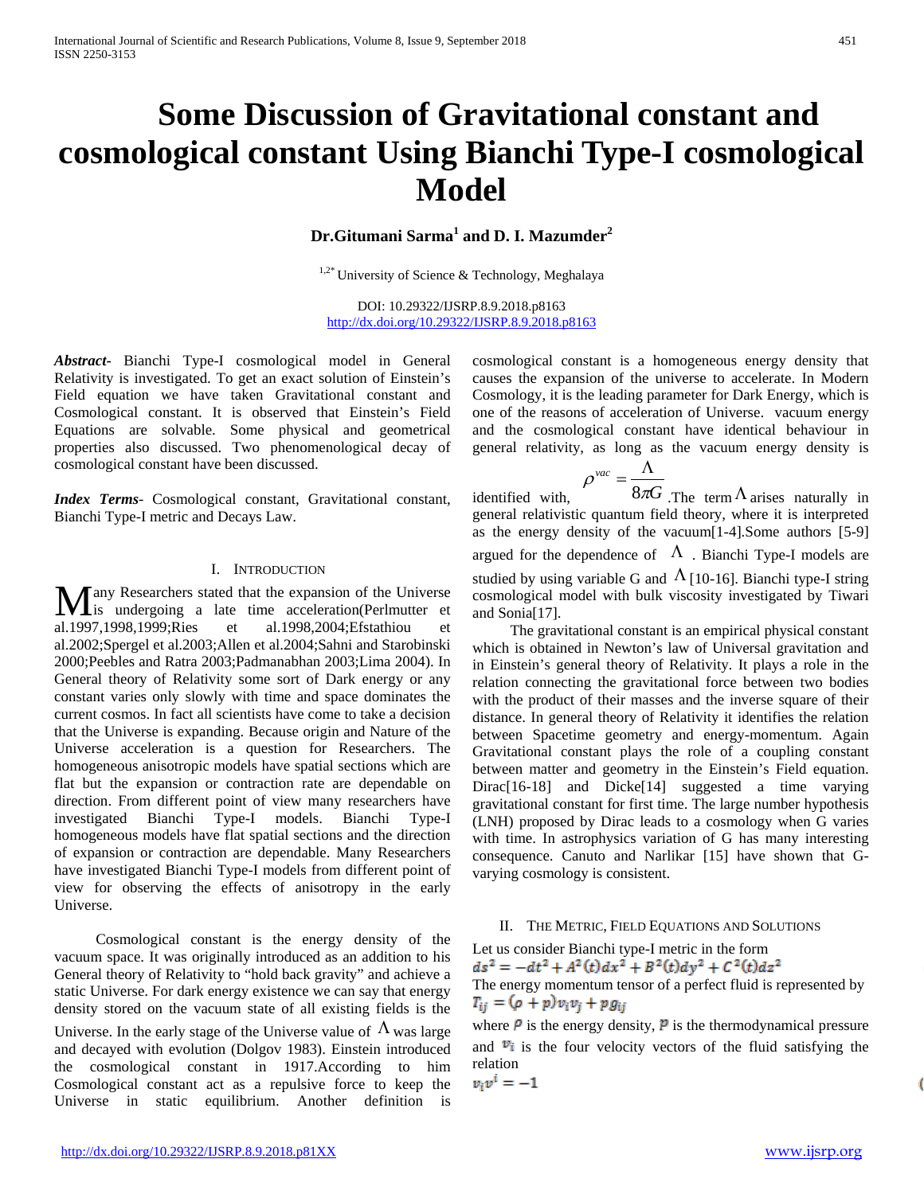# Some Discussion of Gravitational constant and cosmological constant Using Bianchi Type-I cosmological Model

**Dr.Gitumani Sarma[1] and D. I. Mazumder[2]**

[1,2*] University of Science & Technology, Meghalaya

DOI: 10.29322/IJSRP.8.9.2018.p8163
http://dx.doi.org/10.29322/IJSRP.8.9.2018.p8163

***Abstract***- Bianchi Type-I cosmological model in General Relativity is investigated. To get an exact solution of Einstein's Field equation we have taken Gravitational constant and Cosmological constant. It is observed that Einstein's Field Equations are solvable. Some physical and geometrical properties also discussed. Two phenomenological decay of cosmological constant have been discussed.

***Index Terms***- Cosmological constant, Gravitational constant, Bianchi Type-I metric and Decays Law.

## I. Introduction

Many Researchers stated that the expansion of the Universe is undergoing a late time acceleration(Perlmutter et al.1997,1998,1999;Ries et al.1998,2004;Efstathiou et al.2002;Spergel et al.2003;Allen et al.2004;Sahni and Starobinski 2000;Peebles and Ratra 2003;Padmanabhan 2003;Lima 2004). In General theory of Relativity some sort of Dark energy or any constant varies only slowly with time and space dominates the current cosmos. In fact all scientists have come to take a decision that the Universe is expanding. Because origin and Nature of the Universe acceleration is a question for Researchers. The homogeneous anisotropic models have spatial sections which are flat but the expansion or contraction rate are dependable on direction. From different point of view many researchers have investigated Bianchi Type-I models. Bianchi Type-I homogeneous models have flat spatial sections and the direction of expansion or contraction are dependable. Many Researchers have investigated Bianchi Type-I models from different point of view for observing the effects of anisotropy in the early Universe.

Cosmological constant is the energy density of the vacuum space. It was originally introduced as an addition to his General theory of Relativity to "hold back gravity" and achieve a static Universe. For dark energy existence we can say that energy density stored on the vacuum state of all existing fields is the Universe. In the early stage of the Universe value of $\Lambda$ was large and decayed with evolution (Dolgov 1983). Einstein introduced the cosmological constant in 1917.According to him Cosmological constant act as a repulsive force to keep the Universe in static equilibrium. Another definition is cosmological constant is a homogeneous energy density that causes the expansion of the universe to accelerate. In Modern Cosmology, it is the leading parameter for Dark Energy, which is one of the reasons of acceleration of Universe. vacuum energy and the cosmological constant have identical behaviour in general relativity, as long as the vacuum energy density is identified with, $\rho^{vac} = \dfrac{\Lambda}{8\pi G}$ .The term $\Lambda$ arises naturally in general relativistic quantum field theory, where it is interpreted as the energy density of the vacuum[1-4].Some authors [5-9] argued for the dependence of $\Lambda$ . Bianchi Type-I models are studied by using variable G and $\Lambda$ [10-16]. Bianchi type-I string cosmological model with bulk viscosity investigated by Tiwari and Sonia[17].

The gravitational constant is an empirical physical constant which is obtained in Newton's law of Universal gravitation and in Einstein's general theory of Relativity. It plays a role in the relation connecting the gravitational force between two bodies with the product of their masses and the inverse square of their distance. In general theory of Relativity it identifies the relation between Spacetime geometry and energy-momentum. Again Gravitational constant plays the role of a coupling constant between matter and geometry in the Einstein's Field equation. Dirac[16-18] and Dicke[14] suggested a time varying gravitational constant for first time. The large number hypothesis (LNH) proposed by Dirac leads to a cosmology when G varies with time. In astrophysics variation of G has many interesting consequence. Canuto and Narlikar [15] have shown that G-varying cosmology is consistent.

## II. The Metric, Field Equations and Solutions

Let us consider Bianchi type-I metric in the form

$$ds^2 = -dt^2 + A^2(t)dx^2 + B^2(t)dy^2 + C^2(t)dz^2$$

The energy momentum tensor of a perfect fluid is represented by

$$T_{ij} = (\rho + p)v_i v_j + p g_{ij}$$

where $\rho$ is the energy density, $p$ is the thermodynamical pressure and $v_i$ is the four velocity vectors of the fluid satisfying the relation

$$v_i v^i = -1$$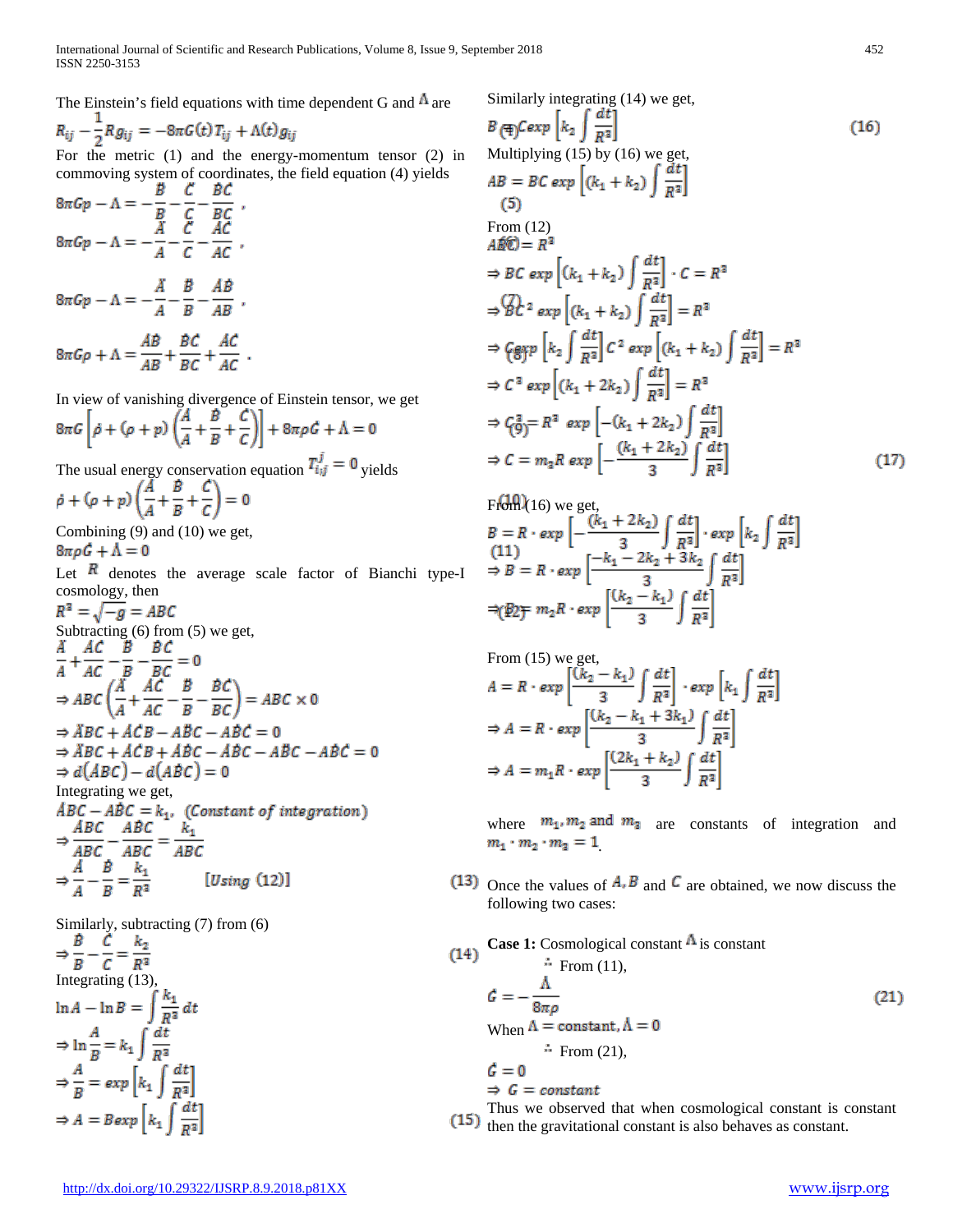The Einstein's field equations with time dependent G and $\Lambda$ are

$$R_{ij}-\frac{1}{2}Rg_{ij}=-8\pi G(t)T_{ij}+\Lambda(t)g_{ij} \quad (4)$$

For the metric (1) and the energy-momentum tensor (2) in commoving system of coordinates, the field equation (4) yields

$$8\pi Gp-\Lambda=-\frac{\ddot{B}}{B}-\frac{\ddot{C}}{C}-\frac{\dot{B}\dot{C}}{BC}, \quad (5)$$

$$8\pi Gp-\Lambda=-\frac{\ddot{A}}{A}-\frac{\ddot{C}}{C}-\frac{\dot{A}\dot{C}}{AC}, \quad (6)$$

$$8\pi Gp-\Lambda=-\frac{\ddot{A}}{A}-\frac{\ddot{B}}{B}-\frac{\dot{A}\dot{B}}{AB}, \quad (7)$$

$$8\pi G\rho+\Lambda=\frac{\dot{A}\dot{B}}{AB}+\frac{\dot{B}\dot{C}}{BC}+\frac{\dot{A}\dot{C}}{AC}. \quad (8)$$

In view of vanishing divergence of Einstein tensor, we get

$$8\pi G\left[\dot{\rho}+(\rho+p)\left(\frac{\dot{A}}{A}+\frac{\dot{B}}{B}+\frac{\dot{C}}{C}\right)\right]+8\pi\rho\dot{G}+\dot{\Lambda}=0 \quad (9)$$

The usual energy conservation equation $T^{j}_{i;j}=0$ yields

$$\dot{\rho}+(\rho+p)\left(\frac{\dot{A}}{A}+\frac{\dot{B}}{B}+\frac{\dot{C}}{C}\right)=0 \quad (10)$$

Combining (9) and (10) we get,

$$8\pi\rho\dot{G}+\dot{\Lambda}=0 \quad (11)$$

Let $R$ denotes the average scale factor of Bianchi type-I cosmology, then

$$R^3=\sqrt{-g}=ABC \quad (12)$$

Subtracting (6) from (5) we get,

$$\frac{\ddot{A}}{A}+\frac{\dot{A}\dot{C}}{AC}-\frac{\ddot{B}}{B}-\frac{\dot{B}\dot{C}}{BC}=0$$

$$\Rightarrow ABC\left(\frac{\ddot{A}}{A}+\frac{\dot{A}\dot{C}}{AC}-\frac{\ddot{B}}{B}-\frac{\dot{B}\dot{C}}{BC}\right)=ABC\times 0$$

$$\Rightarrow \ddot{A}BC+\dot{A}\dot{C}B-A\ddot{B}C-A\dot{B}\dot{C}=0$$

$$\Rightarrow \ddot{A}BC+\dot{A}\dot{C}B+\dot{A}\dot{B}C-\dot{A}\dot{B}C-A\ddot{B}C-A\dot{B}\dot{C}=0$$

$$\Rightarrow d(\dot{A}BC)-d(A\dot{B}C)=0$$

Integrating we get,

$$\dot{A}BC-A\dot{B}C=k_1, \ (Constant\ of\ integration)$$

$$\Rightarrow \frac{\dot{A}BC}{ABC}-\frac{A\dot{B}C}{ABC}=\frac{k_1}{ABC}$$

$$\Rightarrow \frac{\dot{A}}{A}-\frac{\dot{B}}{B}=\frac{k_1}{R^3} \qquad [Using\ (12)] \quad (13)$$

Similarly, subtracting (7) from (6)

$$\Rightarrow \frac{\dot{B}}{B}-\frac{\dot{C}}{C}=\frac{k_2}{R^3} \quad (14)$$

Integrating (13),

$$\ln A-\ln B=\int\frac{k_1}{R^3}dt$$

$$\Rightarrow \ln\frac{A}{B}=k_1\int\frac{dt}{R^3}$$

$$\Rightarrow \frac{A}{B}=exp\left[k_1\int\frac{dt}{R^3}\right]$$

$$\Rightarrow A=B\,exp\left[k_1\int\frac{dt}{R^3}\right] \quad (15)$$

Similarly integrating (14) we get,

$$B=C\,exp\left[k_2\int\frac{dt}{R^3}\right] \quad (16)$$

Multiplying (15) by (16) we get,

$$AB=BC\,exp\left[(k_1+k_2)\int\frac{dt}{R^3}\right]$$

From (12)

$$ABC=R^3$$

$$\Rightarrow BC\,exp\left[(k_1+k_2)\int\frac{dt}{R^3}\right]\cdot C=R^3$$

$$\Rightarrow BC^2\,exp\left[(k_1+k_2)\int\frac{dt}{R^3}\right]=R^3$$

$$\Rightarrow C\,exp\left[k_2\int\frac{dt}{R^3}\right]C^2\,exp\left[(k_1+k_2)\int\frac{dt}{R^3}\right]=R^3$$

$$\Rightarrow C^3\,exp\left[(k_1+2k_2)\int\frac{dt}{R^3}\right]=R^3$$

$$\Rightarrow C^3=R^3\,exp\left[-(k_1+2k_2)\int\frac{dt}{R^3}\right]$$

$$\Rightarrow C=m_3R\,exp\left[-\frac{(k_1+2k_2)}{3}\int\frac{dt}{R^3}\right] \quad (17)$$

From (16) we get,

$$B=R\cdot exp\left[-\frac{(k_1+2k_2)}{3}\int\frac{dt}{R^3}\right]\cdot exp\left[k_2\int\frac{dt}{R^3}\right]$$

$$\Rightarrow B=R\cdot exp\left[\frac{-k_1-2k_2+3k_2}{3}\int\frac{dt}{R^3}\right]$$

$$\Rightarrow B=m_2R\cdot exp\left[\frac{(k_2-k_1)}{3}\int\frac{dt}{R^3}\right]$$

From (15) we get,

$$A=R\cdot exp\left[\frac{(k_2-k_1)}{3}\int\frac{dt}{R^3}\right]\cdot exp\left[k_1\int\frac{dt}{R^3}\right]$$

$$\Rightarrow A=R\cdot exp\left[\frac{(k_2-k_1+3k_1)}{3}\int\frac{dt}{R^3}\right]$$

$$\Rightarrow A=m_1R\cdot exp\left[\frac{(2k_1+k_2)}{3}\int\frac{dt}{R^3}\right]$$

where $m_1, m_2$ and $m_3$ are constants of integration and $m_1\cdot m_2\cdot m_3=1$.

Once the values of $A, B$ and $C$ are obtained, we now discuss the following two cases:

**Case 1:** Cosmological constant $\Lambda$ is constant

$\therefore$ From (11),

$$\dot{G}=-\frac{\dot{\Lambda}}{8\pi\rho} \quad (21)$$

When $\Lambda=\text{constant}, \dot{\Lambda}=0$

$\therefore$ From (21),

$$\dot{G}=0$$

$$\Rightarrow G=constant$$

Thus we observed that when cosmological constant is constant then the gravitational constant is also behaves as constant.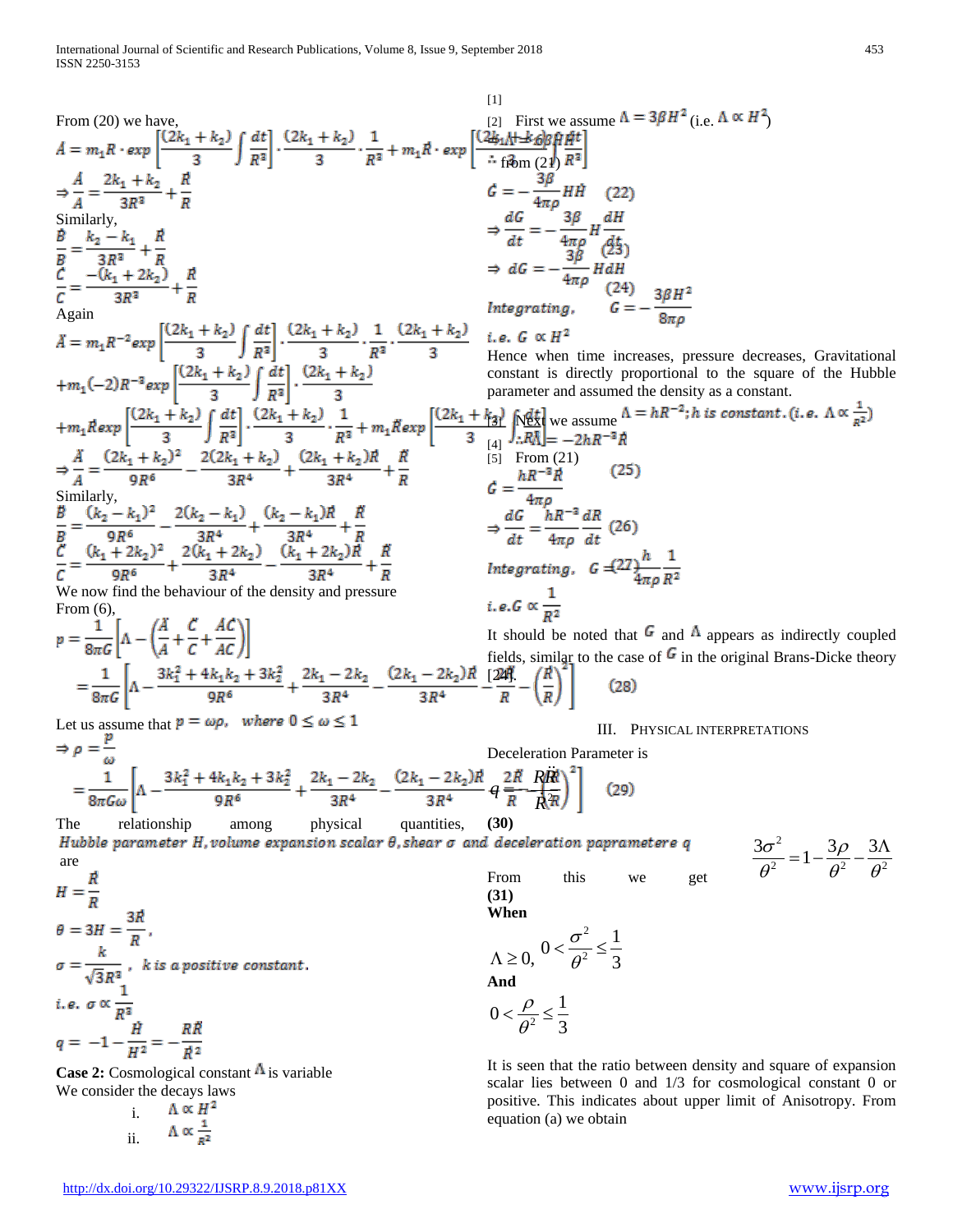From (20) we have,

$$\dot{A} = m_1 R \cdot exp\left[\frac{(2k_1+k_2)}{3}\int\frac{dt}{R^3}\right]\cdot\frac{(2k_1+k_2)}{3}\cdot\frac{1}{R^3} + m_1\dot{R}\cdot exp\left[\frac{(2k_1+k_2)}{3}\int\frac{dt}{R^3}\right]$$

$$\Rightarrow \frac{\dot{A}}{A} = \frac{2k_1+k_2}{3R^3} + \frac{\dot{R}}{R}$$

Similarly,

$$\frac{\dot{B}}{B} = \frac{k_2-k_1}{3R^3} + \frac{\dot{R}}{R}$$

$$\frac{\dot{C}}{C} = \frac{-(k_1+2k_2)}{3R^3} + \frac{\dot{R}}{R}$$

Again

$$\ddot{A} = m_1 R^{-2} exp\left[\frac{(2k_1+k_2)}{3}\int\frac{dt}{R^3}\right]\cdot\frac{(2k_1+k_2)}{3}\cdot\frac{1}{R^3}\cdot\frac{(2k_1+k_2)}{3}$$
$$+m_1(-2)R^{-3}exp\left[\frac{(2k_1+k_2)}{3}\int\frac{dt}{R^3}\right]\cdot\frac{(2k_1+k_2)}{3}$$
$$+m_1\dot{R}exp\left[\frac{(2k_1+k_2)}{3}\int\frac{dt}{R^3}\right]\cdot\frac{(2k_1+k_2)}{3}\cdot\frac{1}{R^3} + m_1\ddot{R}exp\left[\frac{(2k_1+k_2)}{3}\int\frac{dt}{R^3}\right]$$

$$\Rightarrow \frac{\ddot{A}}{A} = \frac{(2k_1+k_2)^2}{9R^6} - \frac{2(2k_1+k_2)}{3R^4} + \frac{(2k_1+k_2)\dot{R}}{3R^4} + \frac{\ddot{R}}{R}$$

Similarly,

$$\frac{\ddot{B}}{B} = \frac{(k_2-k_1)^2}{9R^6} - \frac{2(k_2-k_1)}{3R^4} + \frac{(k_2-k_1)\dot{R}}{3R^4} + \frac{\ddot{R}}{R}$$

$$\frac{\ddot{C}}{C} = \frac{(k_1+2k_2)^2}{9R^6} + \frac{2(k_1+2k_2)}{3R^4} - \frac{(k_1+2k_2)\dot{R}}{3R^4} + \frac{\ddot{R}}{R}$$

We now find the behaviour of the density and pressure

From (6),

$$p = \frac{1}{8\pi G}\left[\Lambda - \left(\frac{\ddot{A}}{A} + \frac{\ddot{C}}{C} + \frac{\dot{A}\dot{C}}{AC}\right)\right]$$
$$= \frac{1}{8\pi G}\left[\Lambda - \frac{3k_1^2+4k_1k_2+3k_2^2}{9R^6} + \frac{2k_1-2k_2}{3R^4} - \frac{(2k_1-2k_2)\dot{R}}{3R^4} - \frac{2\ddot{R}}{R} - \left(\frac{\dot{R}}{R}\right)^2\right] \quad (28)$$

Let us assume that $p = \omega\rho$, where $0 \le \omega \le 1$

$$\Rightarrow \rho = \frac{p}{\omega}$$
$$= \frac{1}{8\pi G\omega}\left[\Lambda - \frac{3k_1^2+4k_1k_2+3k_2^2}{9R^6} + \frac{2k_1-2k_2}{3R^4} - \frac{(2k_1-2k_2)\dot{R}}{3R^4} - \frac{2\ddot{R}}{R} - \left(\frac{\dot{R}}{R}\right)^2\right] \quad (29)$$

The relationship among physical quantities, *Hubble parameter H, volume expansion scalar θ, shear σ and deceleration paprametere q* are

$$H = \frac{\dot{R}}{R}$$

$$\theta = 3H = \frac{3\dot{R}}{R},$$

$$\sigma = \frac{k}{\sqrt{3}R^3}, \quad k \text{ is a positive constant.}$$

$$i.e.\ \sigma \propto \frac{1}{R^3}$$

$$q = -1 - \frac{\dot{H}}{H^2} = -\frac{R\ddot{R}}{\dot{R}^2}$$

**Case 2:** Cosmological constant $\Lambda$ is variable

We consider the decays laws

i. $\Lambda \propto H^2$

ii. $\Lambda \propto \frac{1}{R^2}$

First we assume $\Lambda = 3\beta H^2$ (i.e. $\Lambda \propto H^2$)

$\therefore \dot{\Lambda} = 6\beta H\dot{H}$

from (21)

$$\dot{G} = -\frac{3\beta}{4\pi\rho}H\dot{H} \quad (22)$$

$$\Rightarrow \frac{dG}{dt} = -\frac{3\beta}{4\pi\rho}H\frac{dH}{dt} \quad (23)$$

$$\Rightarrow dG = -\frac{3\beta}{4\pi\rho}HdH \quad (24)$$

$$Integrating, \quad G = -\frac{3\beta H^2}{8\pi\rho}$$

$$i.e.\ G \propto H^2$$

Hence when time increases, pressure decreases, Gravitational constant is directly proportional to the square of the Hubble parameter and assumed the density as a constant.

Next we assume $\Lambda = hR^{-2}; h \text{ is constant}. (i.e.\ \Lambda \propto \frac{1}{R^2})$

$\therefore \dot{\Lambda} = -2hR^{-3}\dot{R}$

From (21)

$$\dot{G} = \frac{hR^{-3}\dot{R}}{4\pi\rho} \quad (25)$$

$$\Rightarrow \frac{dG}{dt} = \frac{hR^{-3}}{4\pi\rho}\frac{dR}{dt} \quad (26)$$

$$Integrating, \quad G = \frac{h}{4\pi\rho}\frac{1}{R^2} \quad (27)$$

$$i.e.\ G \propto \frac{1}{R^2}$$

It should be noted that $G$ and $\Lambda$ appears as indirectly coupled fields, similar to the case of $G$ in the original Brans-Dicke theory [24].

## III. Physical Interpretations

Deceleration Parameter is

$$q = -\frac{R\ddot{R}}{\dot{R}^2} \quad (30)$$

$$\frac{3\sigma^2}{\theta^2} = 1 - \frac{3\rho}{\theta^2} - \frac{3\Lambda}{\theta^2}$$

From this we get (31)

**When**

$$\Lambda \ge 0, \quad 0 < \frac{\sigma^2}{\theta^2} \le \frac{1}{3}$$

**And**

$$0 < \frac{\rho}{\theta^2} \le \frac{1}{3}$$

It is seen that the ratio between density and square of expansion scalar lies between 0 and 1/3 for cosmological constant 0 or positive. This indicates about upper limit of Anisotropy. From equation (a) we obtain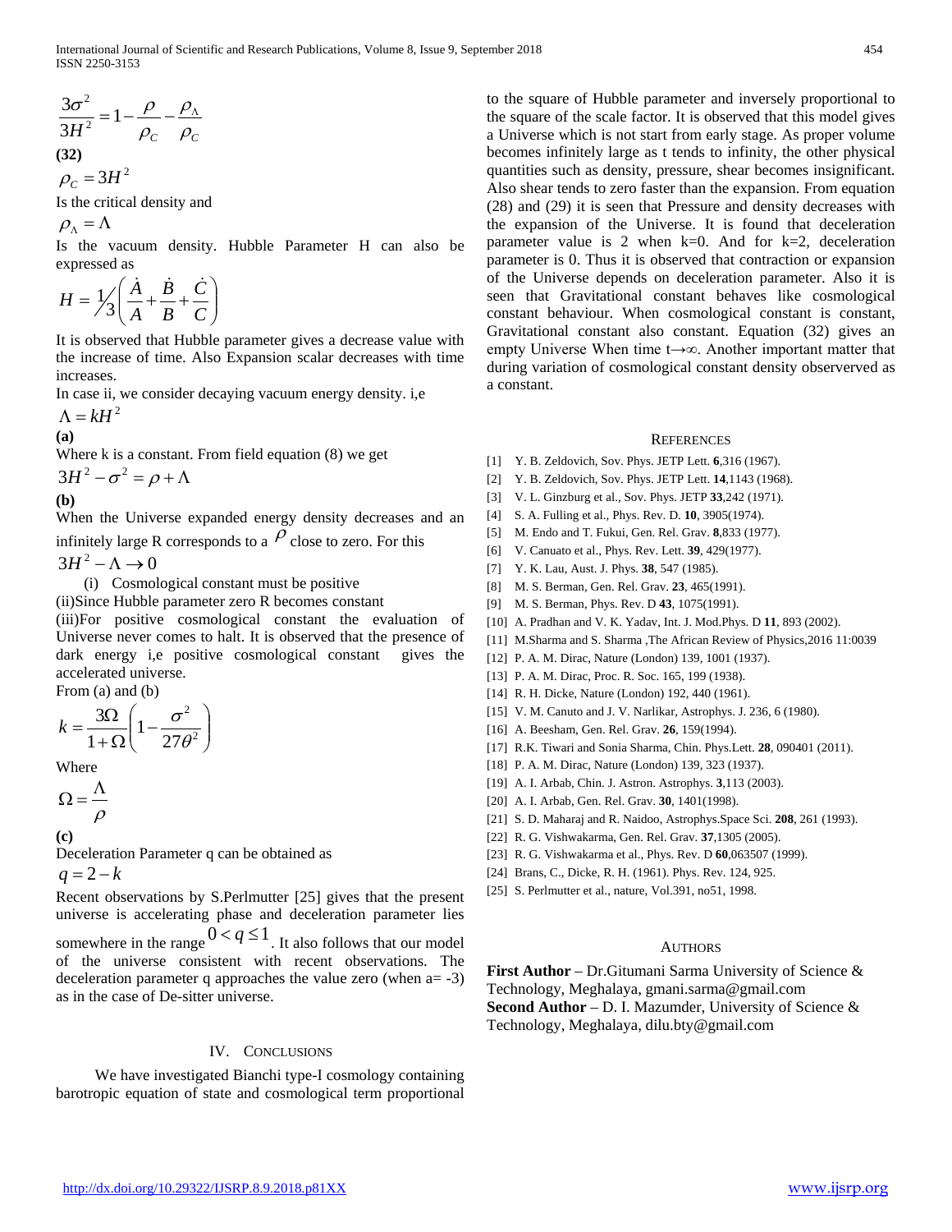$$\frac{3\sigma^2}{3H^2} = 1 - \frac{\rho}{\rho_C} - \frac{\rho_\Lambda}{\rho_C}$$

**(32)**

$\rho_C = 3H^2$

Is the critical density and

$\rho_\Lambda = \Lambda$

Is the vacuum density. Hubble Parameter H can also be expressed as

$$H = \tfrac{1}{3}\left(\frac{\dot{A}}{A} + \frac{\dot{B}}{B} + \frac{\dot{C}}{C}\right)$$

It is observed that Hubble parameter gives a decrease value with the increase of time. Also Expansion scalar decreases with time increases.

In case ii, we consider decaying vacuum energy density. i,e

$\Lambda = kH^2$

**(a)**

Where k is a constant. From field equation (8) we get

$3H^2 - \sigma^2 = \rho + \Lambda$

**(b)**

When the Universe expanded energy density decreases and an infinitely large R corresponds to a $\rho$ close to zero. For this

$3H^2 - \Lambda \rightarrow 0$

(i) Cosmological constant must be positive

(ii)Since Hubble parameter zero R becomes constant

(iii)For positive cosmological constant the evaluation of Universe never comes to halt. It is observed that the presence of dark energy i,e positive cosmological constant gives the accelerated universe.

From (a) and (b)

$$k = \frac{3\Omega}{1+\Omega}\left(1 - \frac{\sigma^2}{27\theta^2}\right)$$

Where

$$\Omega = \frac{\Lambda}{\rho}$$

**(c)**

Deceleration Parameter q can be obtained as

$q = 2 - k$

Recent observations by S.Perlmutter [25] gives that the present universe is accelerating phase and deceleration parameter lies somewhere in the range $0 < q \leq 1$. It also follows that our model of the universe consistent with recent observations. The deceleration parameter q approaches the value zero (when a= -3) as in the case of De-sitter universe.

## IV. Conclusions

We have investigated Bianchi type-I cosmology containing barotropic equation of state and cosmological term proportional to the square of Hubble parameter and inversely proportional to the square of the scale factor. It is observed that this model gives a Universe which is not start from early stage. As proper volume becomes infinitely large as t tends to infinity, the other physical quantities such as density, pressure, shear becomes insignificant. Also shear tends to zero faster than the expansion. From equation (28) and (29) it is seen that Pressure and density decreases with the expansion of the Universe. It is found that deceleration parameter value is 2 when k=0. And for k=2, deceleration parameter is 0. Thus it is observed that contraction or expansion of the Universe depends on deceleration parameter. Also it is seen that Gravitational constant behaves like cosmological constant behaviour. When cosmological constant is constant, Gravitational constant also constant. Equation (32) gives an empty Universe When time t→∞. Another important matter that during variation of cosmological constant density observerved as a constant.

## References

[1] Y. B. Zeldovich, Sov. Phys. JETP Lett. **6**,316 (1967).

[2] Y. B. Zeldovich, Sov. Phys. JETP Lett. **14**,1143 (1968).

[3] V. L. Ginzburg et al., Sov. Phys. JETP **33**,242 (1971).

[4] S. A. Fulling et al., Phys. Rev. D. **10**, 3905(1974).

[5] M. Endo and T. Fukui, Gen. Rel. Grav. **8**,833 (1977).

[6] V. Canuato et al., Phys. Rev. Lett. **39**, 429(1977).

[7] Y. K. Lau, Aust. J. Phys. **38**, 547 (1985).

[8] M. S. Berman, Gen. Rel. Grav. **23**, 465(1991).

[9] M. S. Berman, Phys. Rev. D **43**, 1075(1991).

[10] A. Pradhan and V. K. Yadav, Int. J. Mod.Phys. D **11**, 893 (2002).

[11] M.Sharma and S. Sharma ,The African Review of Physics,2016 11:0039

[12] P. A. M. Dirac, Nature (London) 139, 1001 (1937).

[13] P. A. M. Dirac, Proc. R. Soc. 165, 199 (1938).

[14] R. H. Dicke, Nature (London) 192, 440 (1961).

[15] V. M. Canuto and J. V. Narlikar, Astrophys. J. 236, 6 (1980).

[16] A. Beesham, Gen. Rel. Grav. **26**, 159(1994).

[17] R.K. Tiwari and Sonia Sharma, Chin. Phys.Lett. **28**, 090401 (2011).

[18] P. A. M. Dirac, Nature (London) 139, 323 (1937).

[19] A. I. Arbab, Chin. J. Astron. Astrophys. **3**,113 (2003).

[20] A. I. Arbab, Gen. Rel. Grav. **30**, 1401(1998).

[21] S. D. Maharaj and R. Naidoo, Astrophys.Space Sci. **208**, 261 (1993).

[22] R. G. Vishwakarma, Gen. Rel. Grav. **37**,1305 (2005).

[23] R. G. Vishwakarma et al., Phys. Rev. D **60**,063507 (1999).

[24] Brans, C., Dicke, R. H. (1961). Phys. Rev. 124, 925.

[25] S. Perlmutter et al., nature, Vol.391, no51, 1998.

## Authors

**First Author** – Dr.Gitumani Sarma University of Science & Technology, Meghalaya, gmani.sarma@gmail.com

**Second Author** – D. I. Mazumder, University of Science & Technology, Meghalaya, dilu.bty@gmail.com